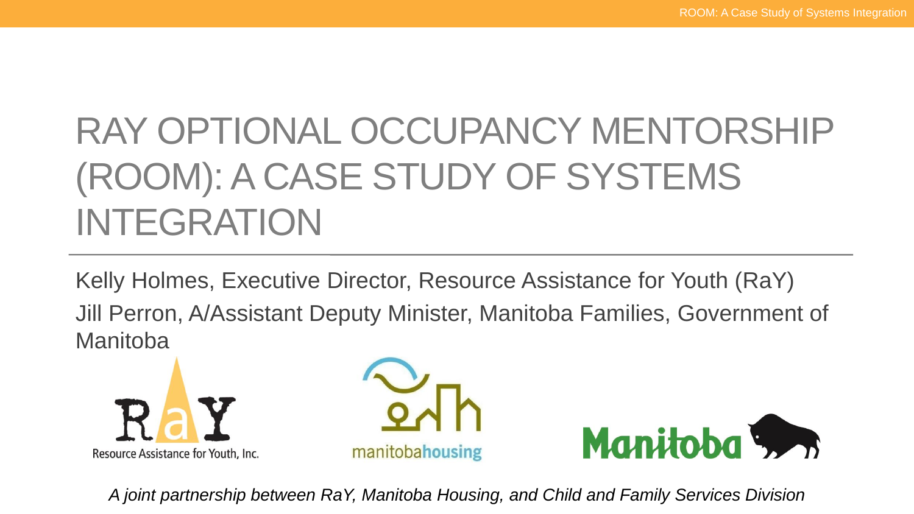# RAY OPTIONAL OCCUPANCY MENTORSHIP (ROOM): A CASE STUDY OF SYSTEMS INTEGRATION

Kelly Holmes, Executive Director, Resource Assistance for Youth (RaY)

Jill Perron, A/Assistant Deputy Minister, Manitoba Families, Government of Manitoba

Resource Assistance for Youth, Inc.

manitobahousing

Manitoba

*A joint partnership between RaY, Manitoba Housing, and Child and Family Services Division*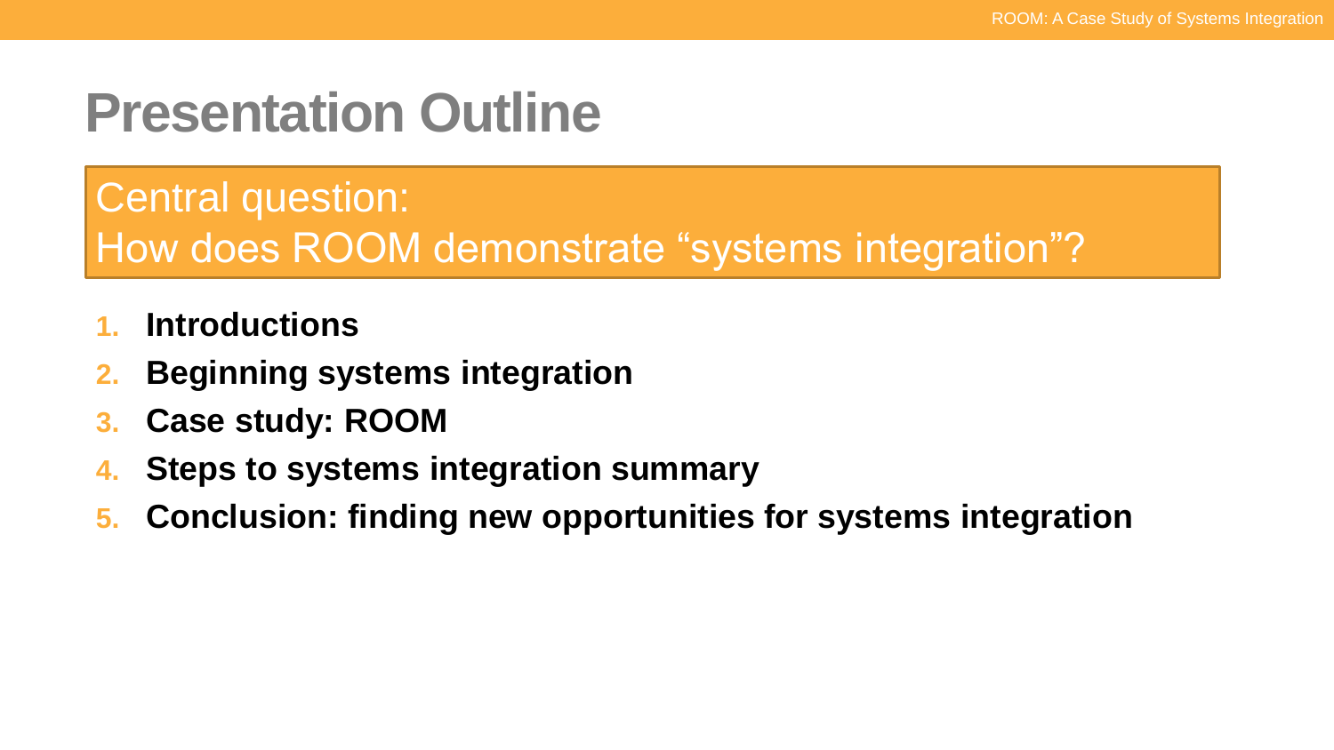# Presentation Outline

Central question:
How does ROOM demonstrate “systems integration”?

1. **Introductions**
2. **Beginning systems integration**
3. **Case study: ROOM**
4. **Steps to systems integration summary**
5. **Conclusion: finding new opportunities for systems integration**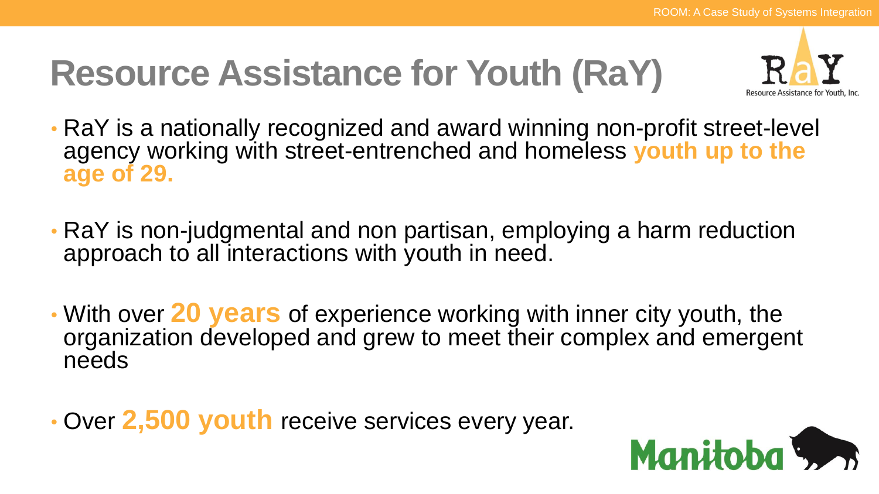# Resource Assistance for Youth (RaY)

- RaY is a nationally recognized and award winning non-profit street-level agency working with street-entrenched and homeless **youth up to the age of 29.**

- RaY is non-judgmental and non partisan, employing a harm reduction approach to all interactions with youth in need.

- With over **20 years** of experience working with inner city youth, the organization developed and grew to meet their complex and emergent needs

- Over **2,500 youth** receive services every year.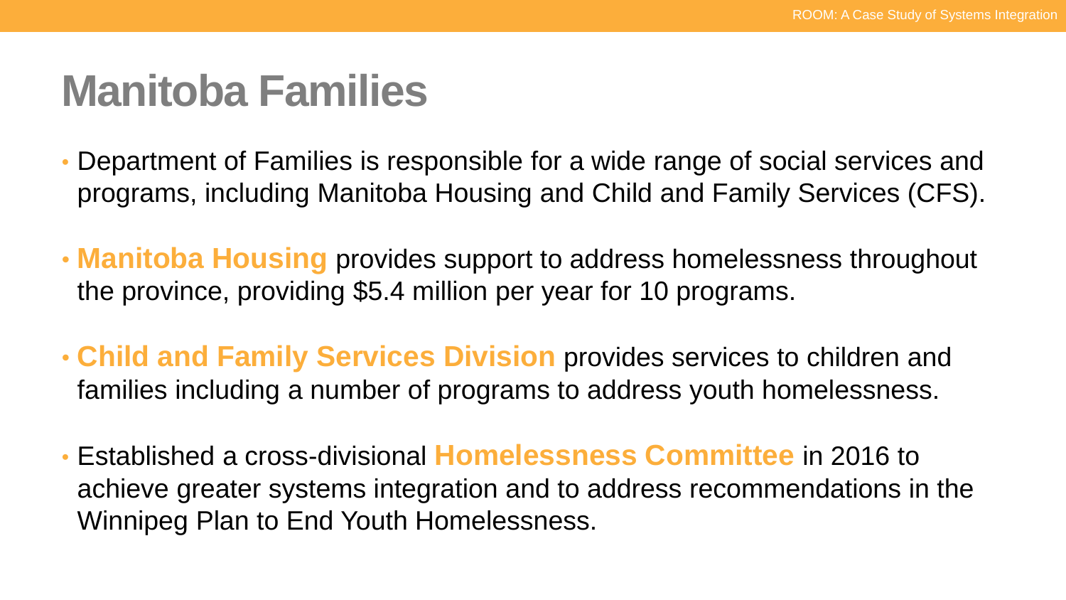# Manitoba Families

- Department of Families is responsible for a wide range of social services and programs, including Manitoba Housing and Child and Family Services (CFS).
- **Manitoba Housing** provides support to address homelessness throughout the province, providing $5.4 million per year for 10 programs.
- **Child and Family Services Division** provides services to children and families including a number of programs to address youth homelessness.
- Established a cross-divisional **Homelessness Committee** in 2016 to achieve greater systems integration and to address recommendations in the Winnipeg Plan to End Youth Homelessness.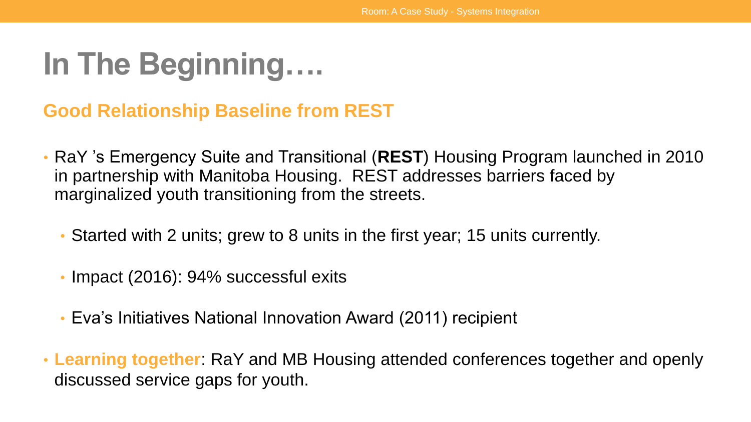# In The Beginning….

## Good Relationship Baseline from REST

- RaY 's Emergency Suite and Transitional (**REST**) Housing Program launched in 2010 in partnership with Manitoba Housing. REST addresses barriers faced by marginalized youth transitioning from the streets.
  - Started with 2 units; grew to 8 units in the first year; 15 units currently.
  - Impact (2016): 94% successful exits
  - Eva's Initiatives National Innovation Award (2011) recipient
- **Learning together**: RaY and MB Housing attended conferences together and openly discussed service gaps for youth.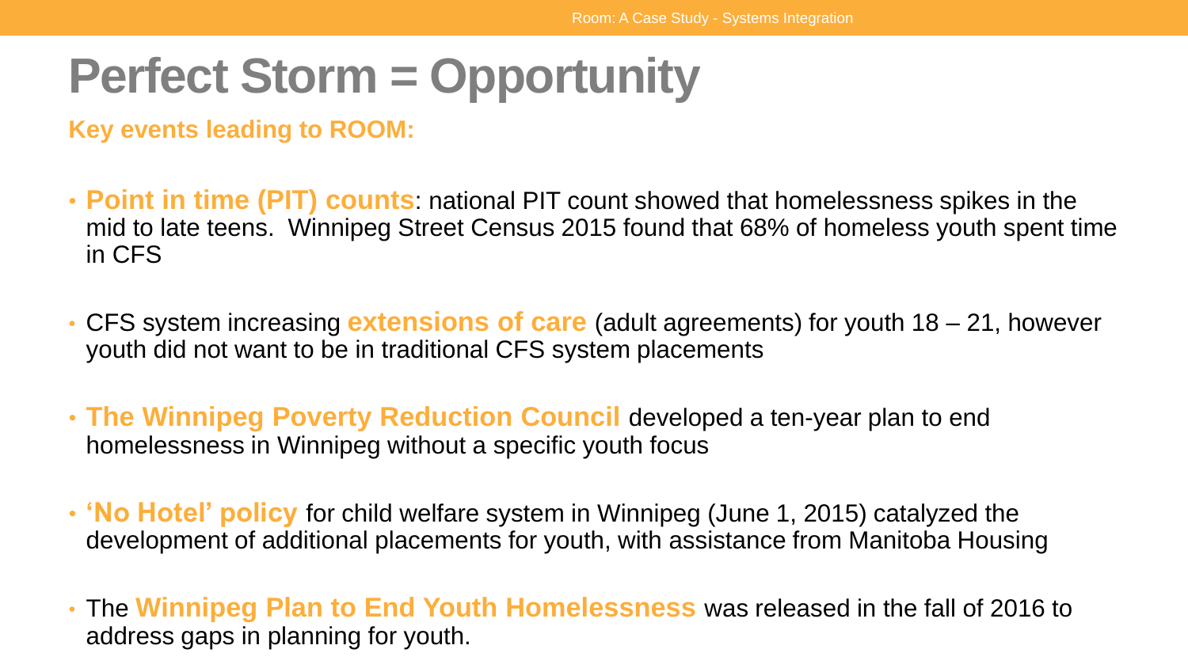# Perfect Storm = Opportunity

**Key events leading to ROOM:**

- **Point in time (PIT) counts**: national PIT count showed that homelessness spikes in the mid to late teens. Winnipeg Street Census 2015 found that 68% of homeless youth spent time in CFS
- CFS system increasing **extensions of care** (adult agreements) for youth 18 – 21, however youth did not want to be in traditional CFS system placements
- **The Winnipeg Poverty Reduction Council** developed a ten-year plan to end homelessness in Winnipeg without a specific youth focus
- **'No Hotel' policy** for child welfare system in Winnipeg (June 1, 2015) catalyzed the development of additional placements for youth, with assistance from Manitoba Housing
- The **Winnipeg Plan to End Youth Homelessness** was released in the fall of 2016 to address gaps in planning for youth.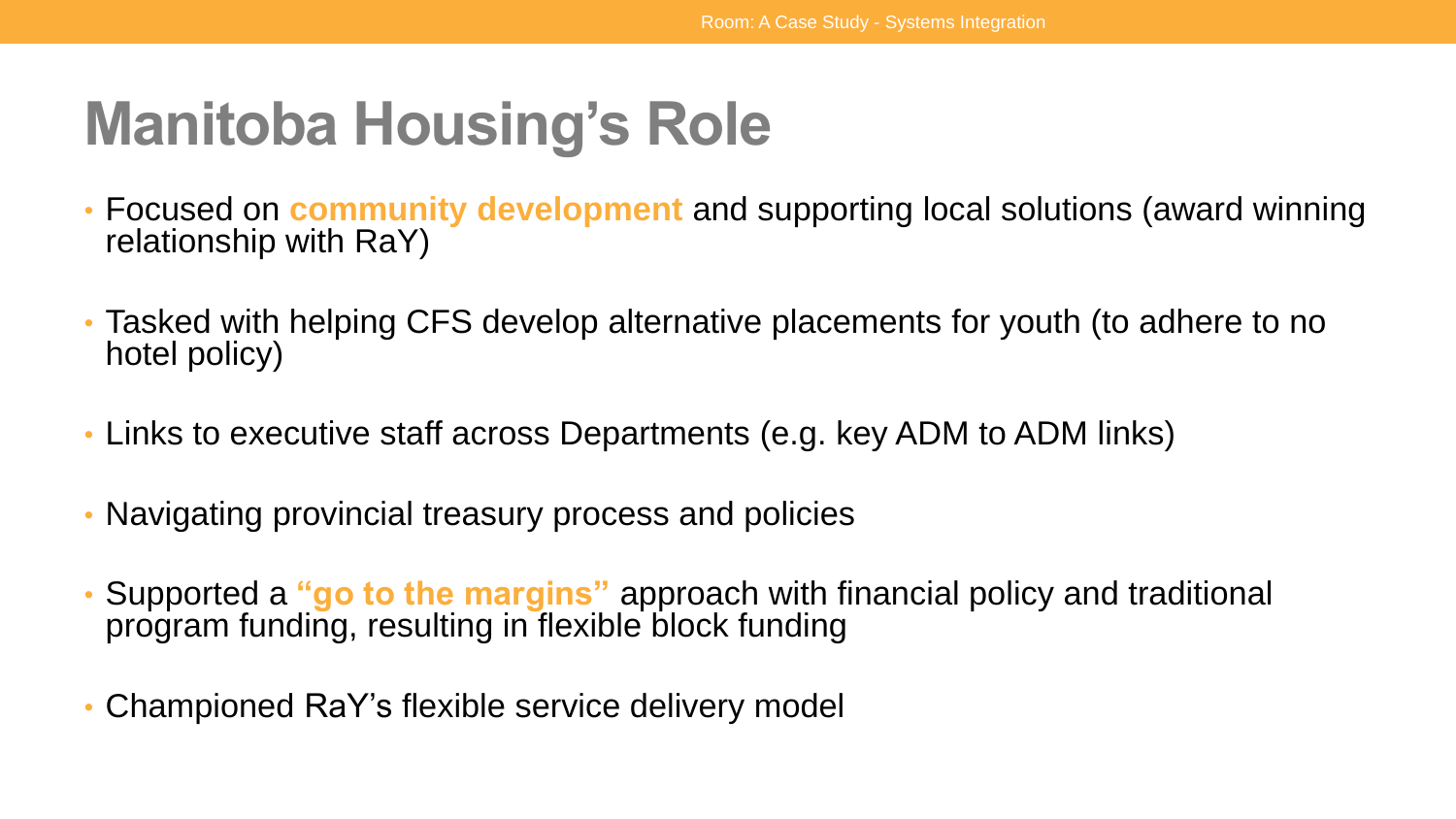# Manitoba Housing's Role

- Focused on **community development** and supporting local solutions (award winning relationship with RaY)
- Tasked with helping CFS develop alternative placements for youth (to adhere to no hotel policy)
- Links to executive staff across Departments (e.g. key ADM to ADM links)
- Navigating provincial treasury process and policies
- Supported a **"go to the margins"** approach with financial policy and traditional program funding, resulting in flexible block funding
- Championed RaY's flexible service delivery model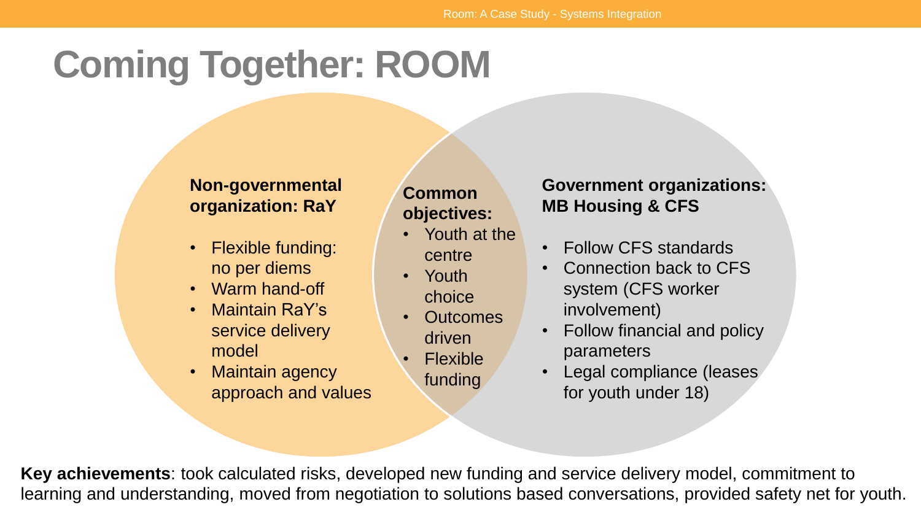# Coming Together: ROOM

### Non-governmental organization: RaY

- Flexible funding: no per diems
- Warm hand-off
- Maintain RaY's service delivery model
- Maintain agency approach and values

### Common objectives:

- Youth at the centre
- Youth choice
- Outcomes driven
- Flexible funding

### Government organizations: MB Housing & CFS

- Follow CFS standards
- Connection back to CFS system (CFS worker involvement)
- Follow financial and policy parameters
- Legal compliance (leases for youth under 18)

**Key achievements**: took calculated risks, developed new funding and service delivery model, commitment to learning and understanding, moved from negotiation to solutions based conversations, provided safety net for youth.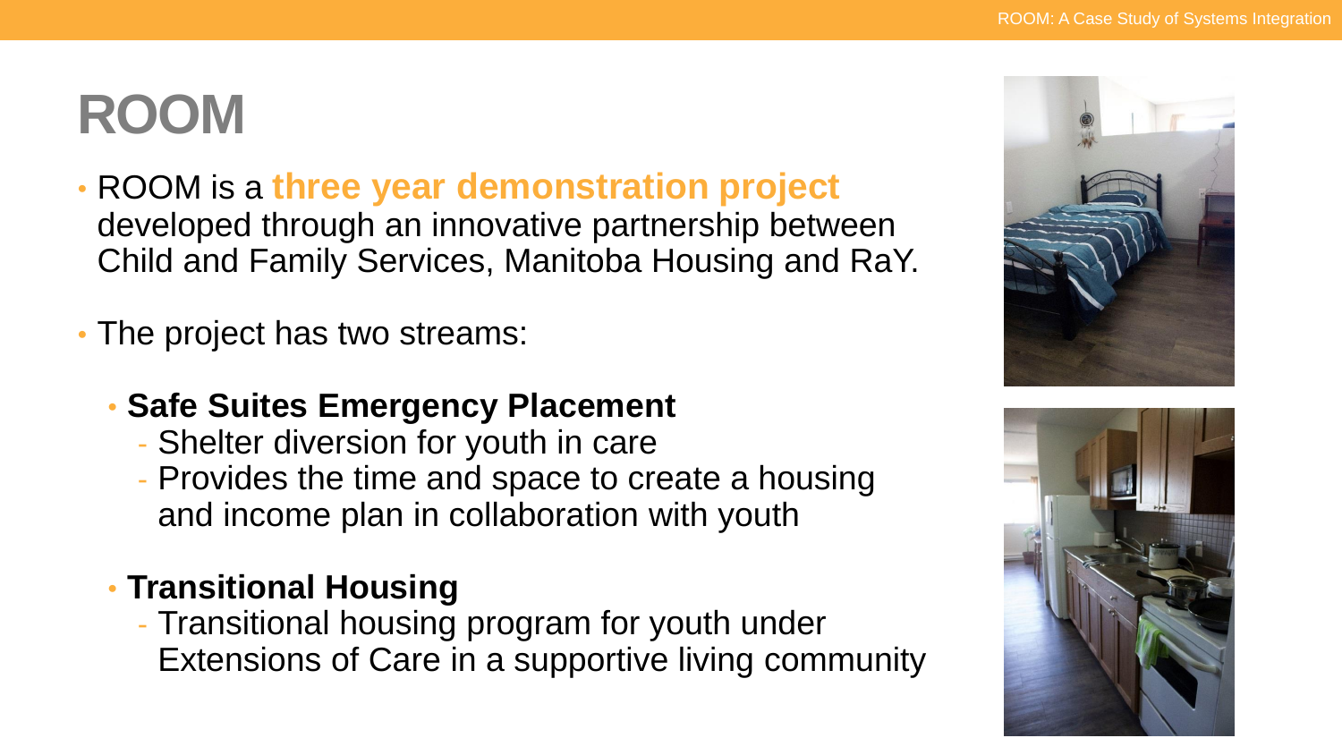# ROOM

- ROOM is a **three year demonstration project** developed through an innovative partnership between Child and Family Services, Manitoba Housing and RaY.
- The project has two streams:
  - **Safe Suites Emergency Placement**
    - Shelter diversion for youth in care
    - Provides the time and space to create a housing and income plan in collaboration with youth
  - **Transitional Housing**
    - Transitional housing program for youth under Extensions of Care in a supportive living community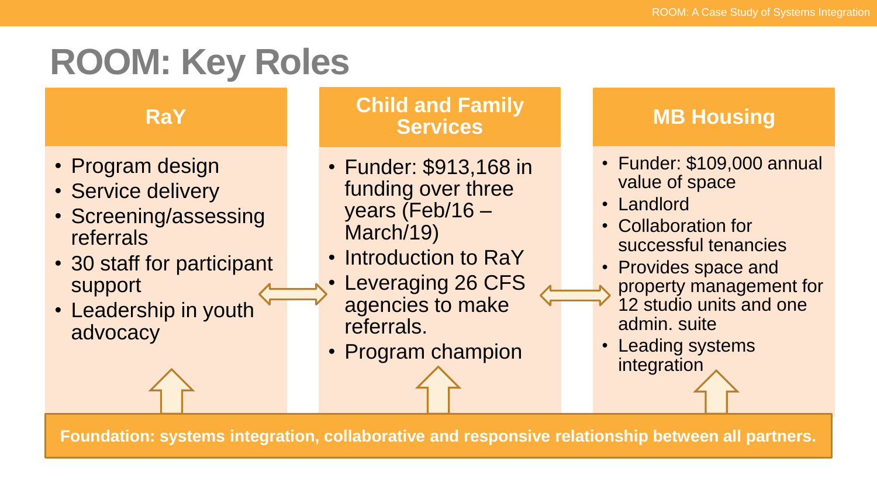# ROOM: Key Roles

## RaY

- Program design
- Service delivery
- Screening/assessing referrals
- 30 staff for participant support
- Leadership in youth advocacy

## Child and Family Services

- Funder: $913,168 in funding over three years (Feb/16 – March/19)
- Introduction to RaY
- Leveraging 26 CFS agencies to make referrals.
- Program champion

## MB Housing

- Funder: $109,000 annual value of space
- Landlord
- Collaboration for successful tenancies
- Provides space and property management for 12 studio units and one admin. suite
- Leading systems integration

**Foundation: systems integration, collaborative and responsive relationship between all partners.**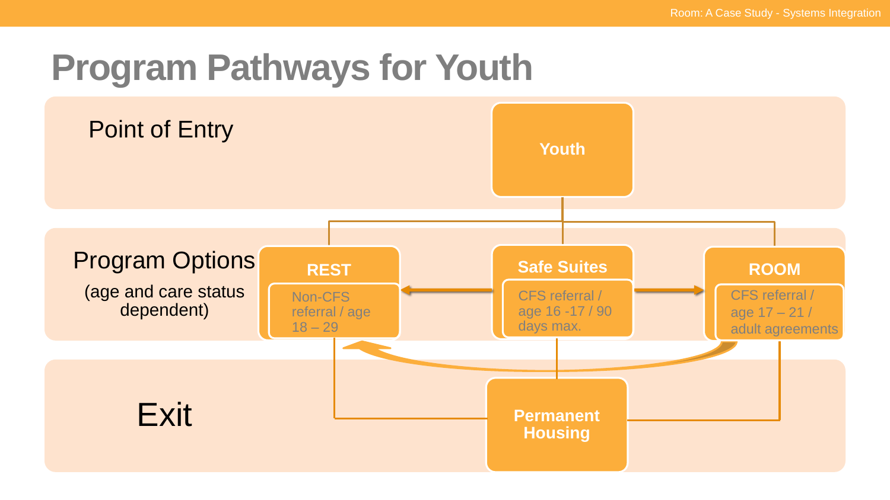# Program Pathways for Youth

**Point of Entry**

- **Youth**

**Program Options**
(age and care status dependent)

- **REST** — Non-CFS referral / age 18 – 29
- **Safe Suites** — CFS referral / age 16 -17 / 90 days max.
- **ROOM** — CFS referral / age 17 – 21 / adult agreements

**Exit**

- **Permanent Housing**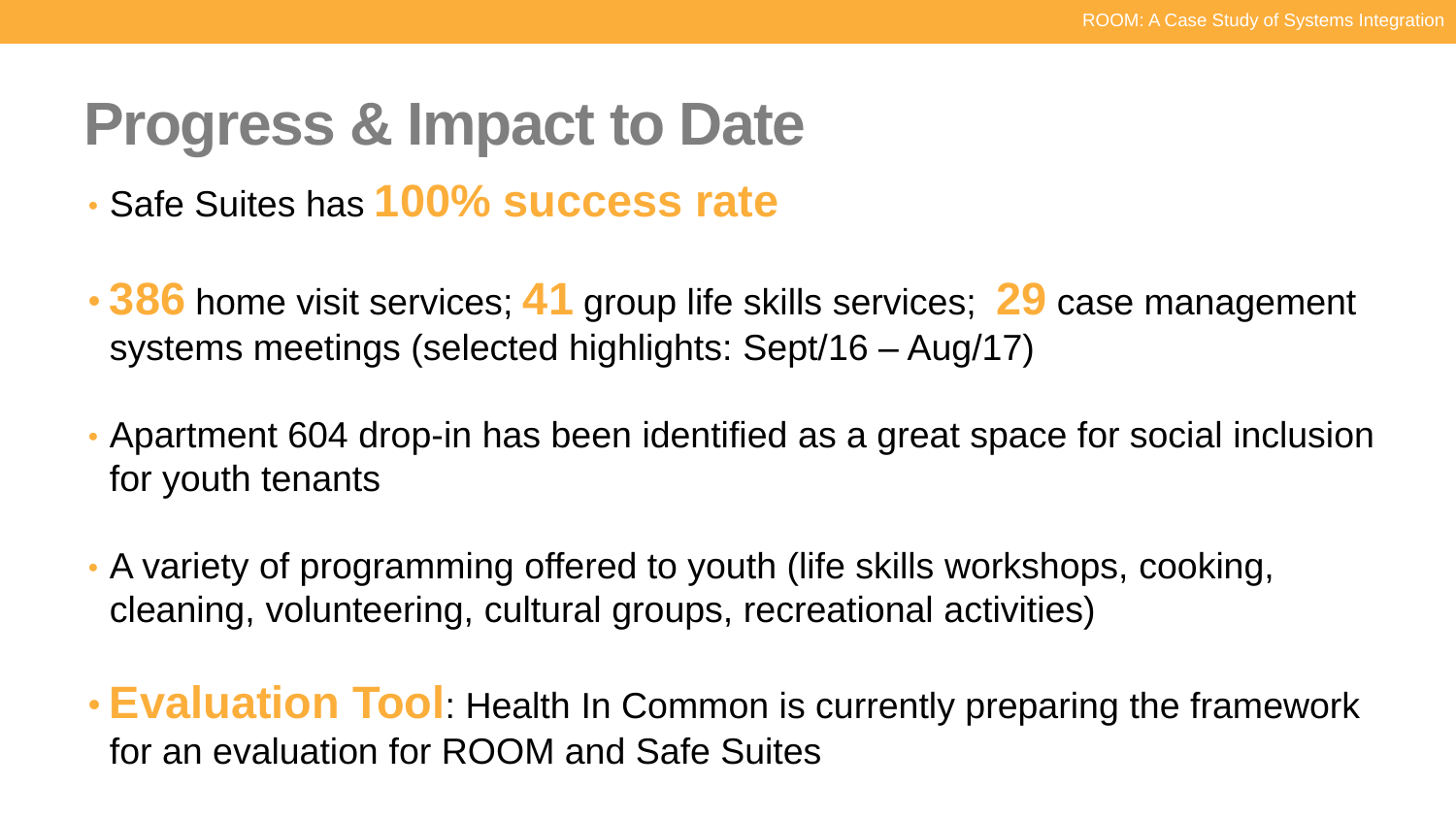# Progress & Impact to Date

- Safe Suites has **100% success rate**
- **386** home visit services; **41** group life skills services; **29** case management systems meetings (selected highlights: Sept/16 – Aug/17)
- Apartment 604 drop-in has been identified as a great space for social inclusion for youth tenants
- A variety of programming offered to youth (life skills workshops, cooking, cleaning, volunteering, cultural groups, recreational activities)
- **Evaluation Tool**: Health In Common is currently preparing the framework for an evaluation for ROOM and Safe Suites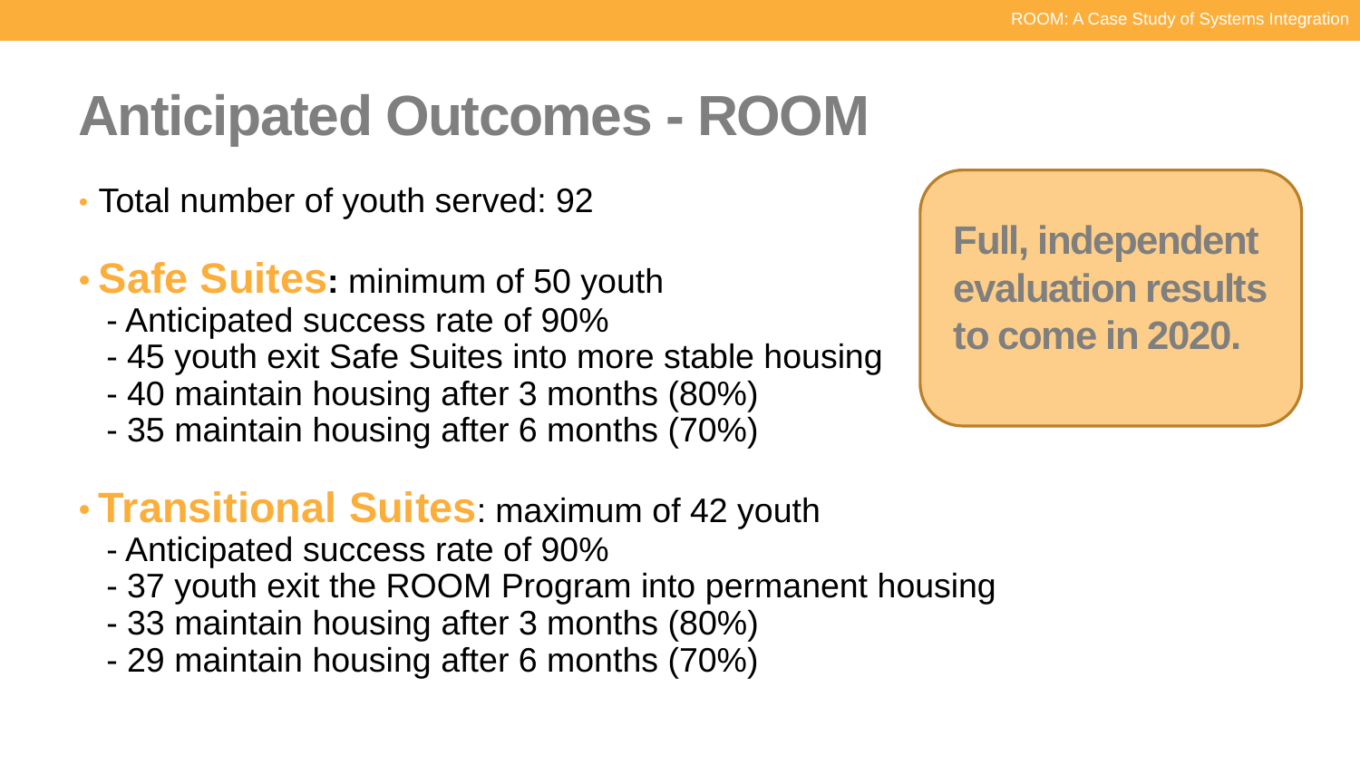# Anticipated Outcomes - ROOM

- Total number of youth served: 92
- **Safe Suites:** minimum of 50 youth
  - Anticipated success rate of 90%
  - 45 youth exit Safe Suites into more stable housing
  - 40 maintain housing after 3 months (80%)
  - 35 maintain housing after 6 months (70%)
- **Transitional Suites**: maximum of 42 youth
  - Anticipated success rate of 90%
  - 37 youth exit the ROOM Program into permanent housing
  - 33 maintain housing after 3 months (80%)
  - 29 maintain housing after 6 months (70%)

**Full, independent evaluation results to come in 2020.**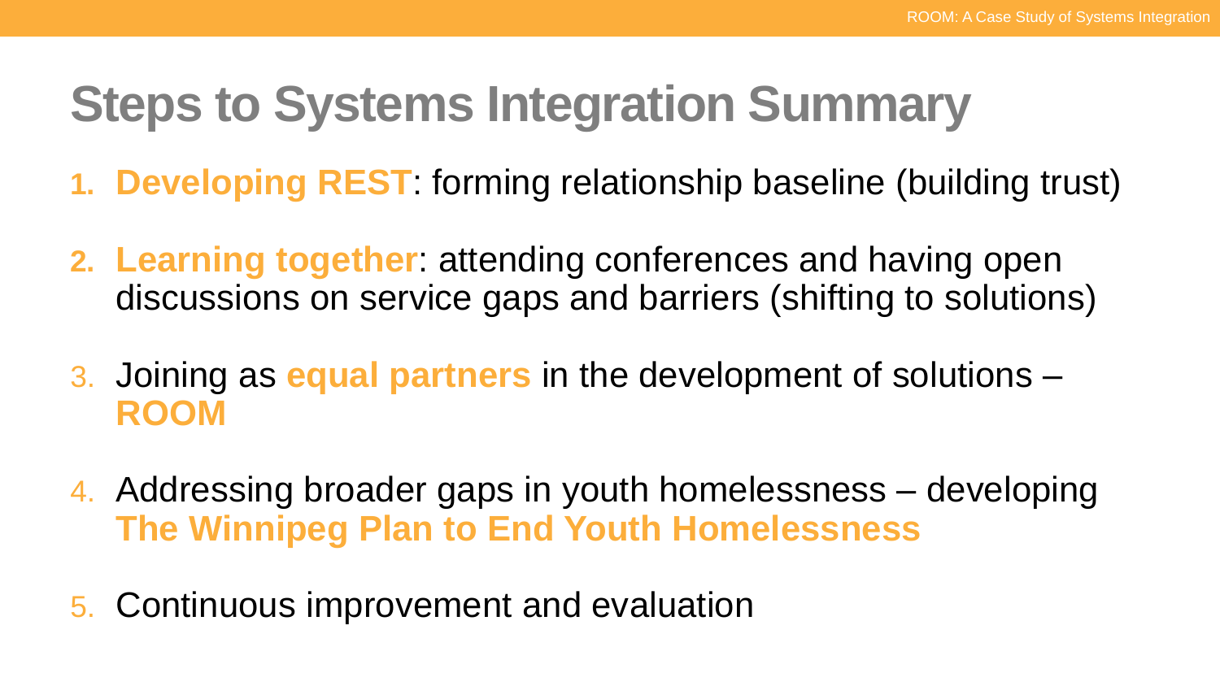# Steps to Systems Integration Summary

1. **Developing REST**: forming relationship baseline (building trust)
2. **Learning together**: attending conferences and having open discussions on service gaps and barriers (shifting to solutions)
3. Joining as **equal partners** in the development of solutions – **ROOM**
4. Addressing broader gaps in youth homelessness – developing **The Winnipeg Plan to End Youth Homelessness**
5. Continuous improvement and evaluation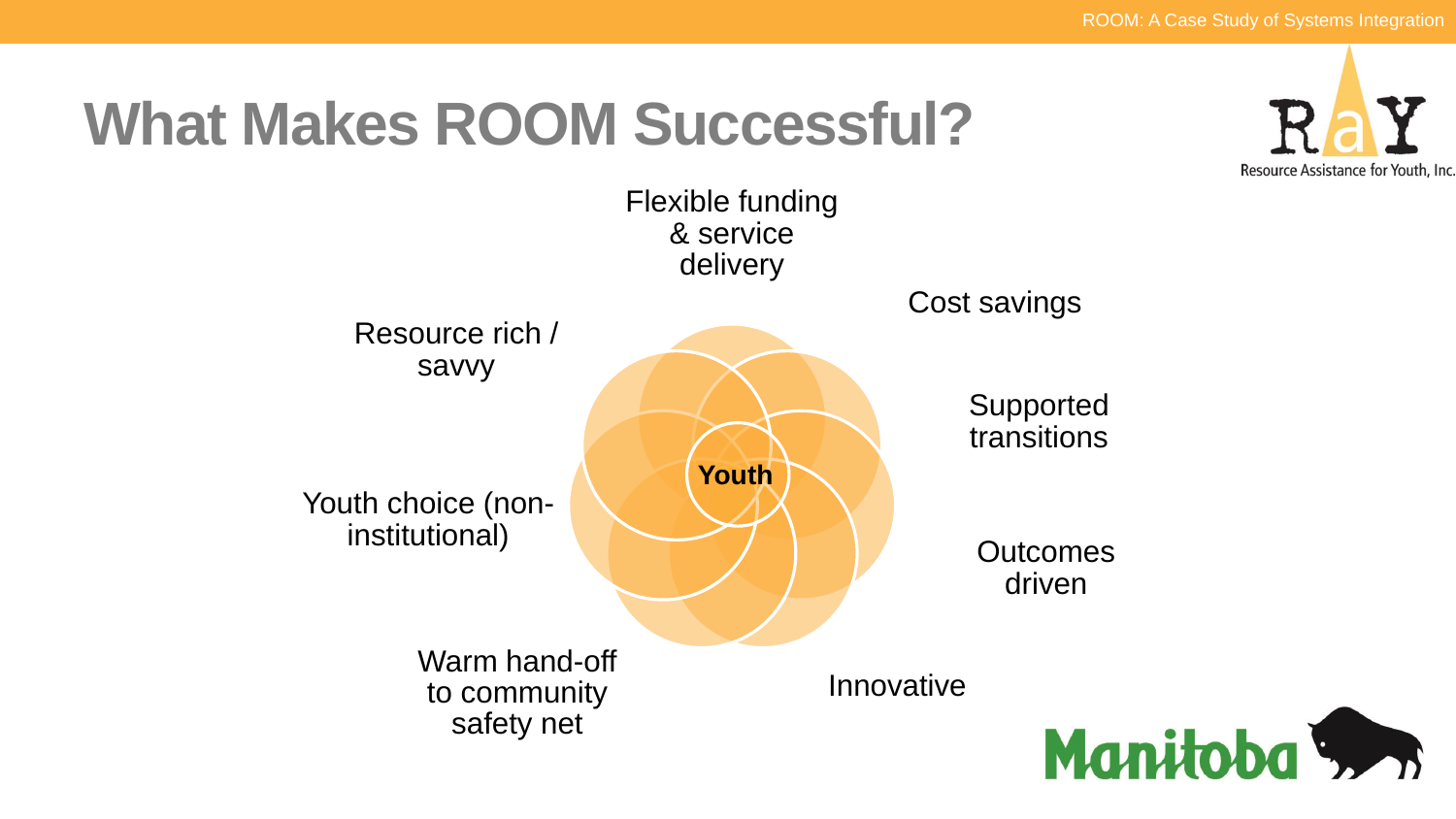# What Makes ROOM Successful?

Youth

- Flexible funding & service delivery
- Cost savings
- Supported transitions
- Outcomes driven
- Innovative
- Warm hand-off to community safety net
- Youth choice (non-institutional)
- Resource rich / savvy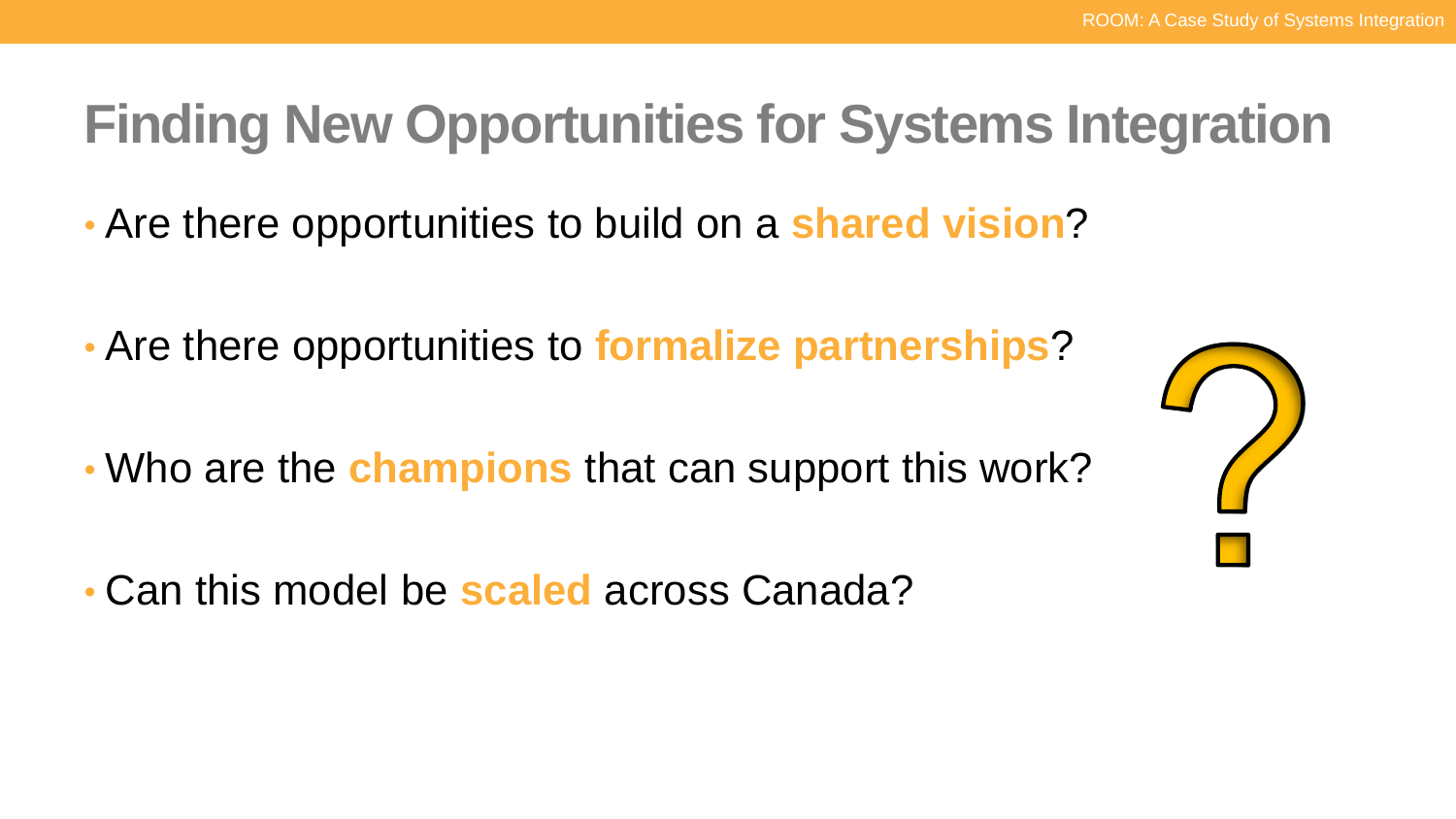# Finding New Opportunities for Systems Integration

- Are there opportunities to build on a **shared vision**?
- Are there opportunities to **formalize partnerships**?
- Who are the **champions** that can support this work?
- Can this model be **scaled** across Canada?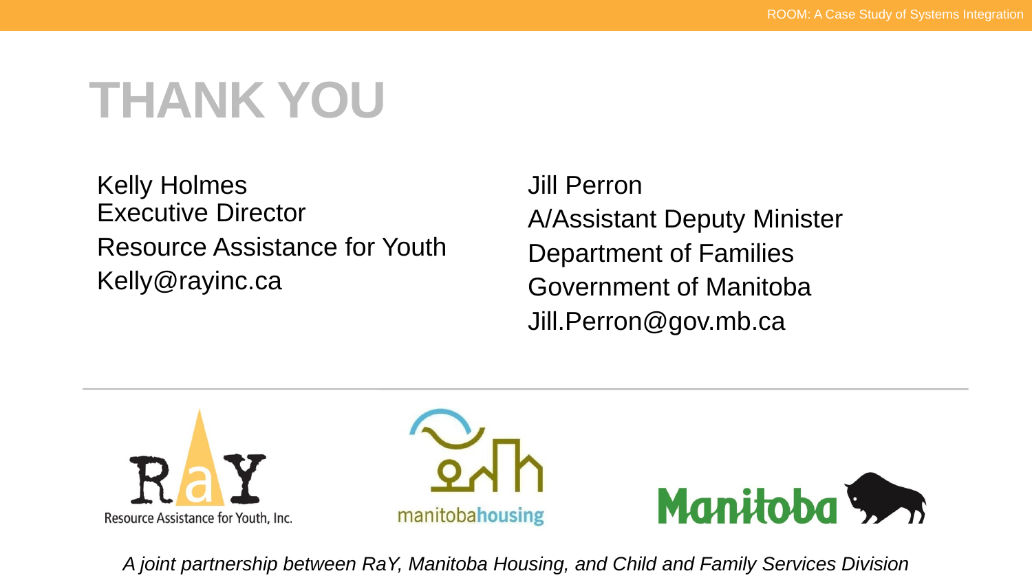# THANK YOU

Kelly Holmes
Executive Director
Resource Assistance for Youth
Kelly@rayinc.ca

Jill Perron
A/Assistant Deputy Minister
Department of Families
Government of Manitoba
Jill.Perron@gov.mb.ca

Resource Assistance for Youth, Inc.

manitobahousing

Manitoba

*A joint partnership between RaY, Manitoba Housing, and Child and Family Services Division*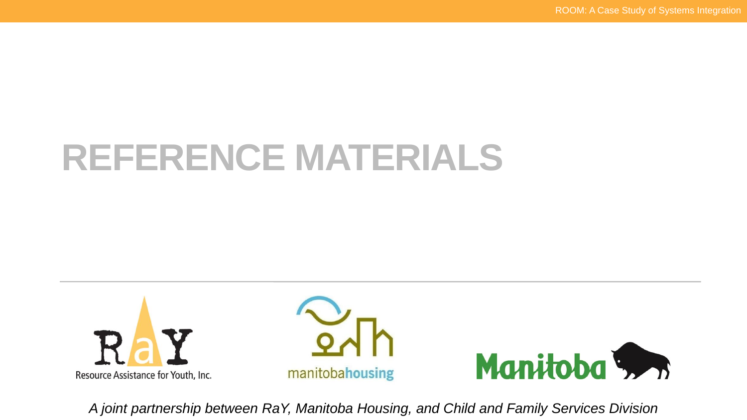# REFERENCE MATERIALS

Resource Assistance for Youth, Inc.

manitobahousing

Manitoba

*A joint partnership between RaY, Manitoba Housing, and Child and Family Services Division*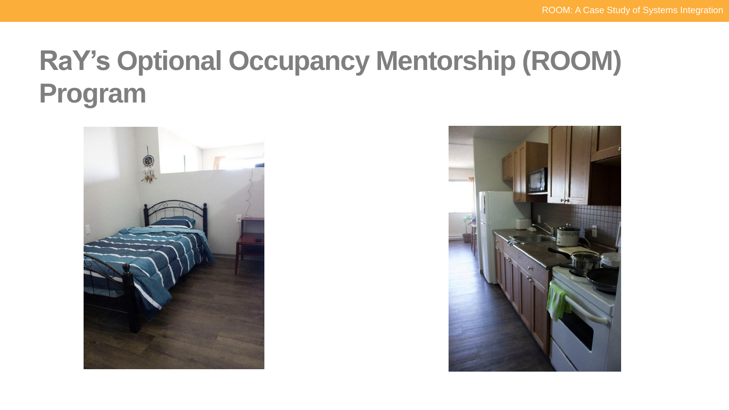# RaY's Optional Occupancy Mentorship (ROOM) Program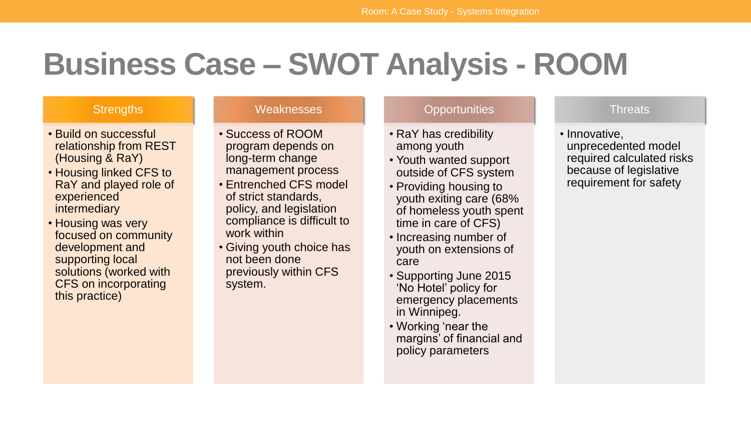# Business Case – SWOT Analysis - ROOM

## Strengths

- Build on successful relationship from REST (Housing & RaY)
- Housing linked CFS to RaY and played role of experienced intermediary
- Housing was very focused on community development and supporting local solutions (worked with CFS on incorporating this practice)

## Weaknesses

- Success of ROOM program depends on long-term change management process
- Entrenched CFS model of strict standards, policy, and legislation compliance is difficult to work within
- Giving youth choice has not been done previously within CFS system.

## Opportunities

- RaY has credibility among youth
- Youth wanted support outside of CFS system
- Providing housing to youth exiting care (68% of homeless youth spent time in care of CFS)
- Increasing number of youth on extensions of care
- Supporting June 2015 'No Hotel' policy for emergency placements in Winnipeg.
- Working 'near the margins' of financial and policy parameters

## Threats

- Innovative, unprecedented model required calculated risks because of legislative requirement for safety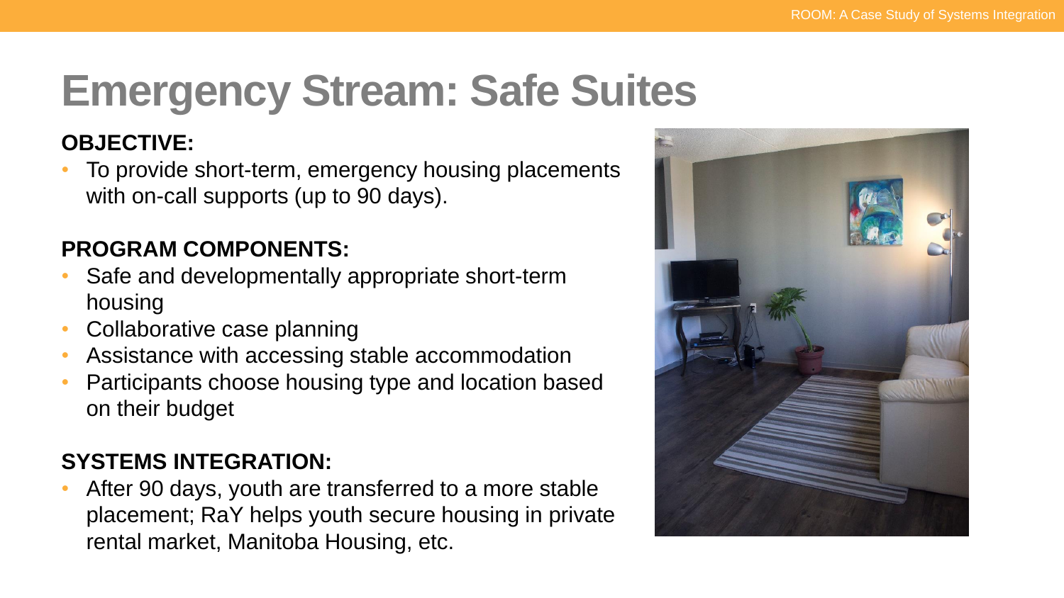# Emergency Stream: Safe Suites

**OBJECTIVE:**

- To provide short-term, emergency housing placements with on-call supports (up to 90 days).

**PROGRAM COMPONENTS:**

- Safe and developmentally appropriate short-term housing
- Collaborative case planning
- Assistance with accessing stable accommodation
- Participants choose housing type and location based on their budget

**SYSTEMS INTEGRATION:**

- After 90 days, youth are transferred to a more stable placement; RaY helps youth secure housing in private rental market, Manitoba Housing, etc.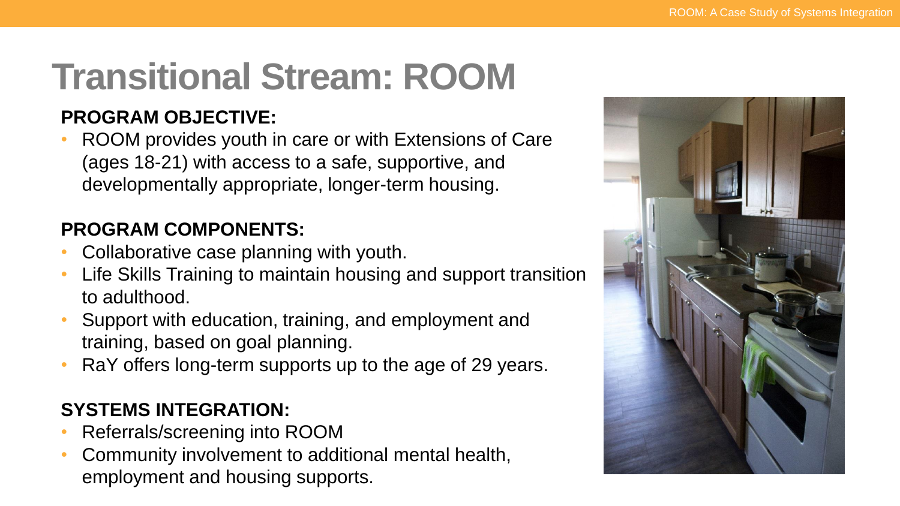# Transitional Stream: ROOM

**PROGRAM OBJECTIVE:**

- ROOM provides youth in care or with Extensions of Care (ages 18-21) with access to a safe, supportive, and developmentally appropriate, longer-term housing.

**PROGRAM COMPONENTS:**

- Collaborative case planning with youth.
- Life Skills Training to maintain housing and support transition to adulthood.
- Support with education, training, and employment and training, based on goal planning.
- RaY offers long-term supports up to the age of 29 years.

**SYSTEMS INTEGRATION:**

- Referrals/screening into ROOM
- Community involvement to additional mental health, employment and housing supports.